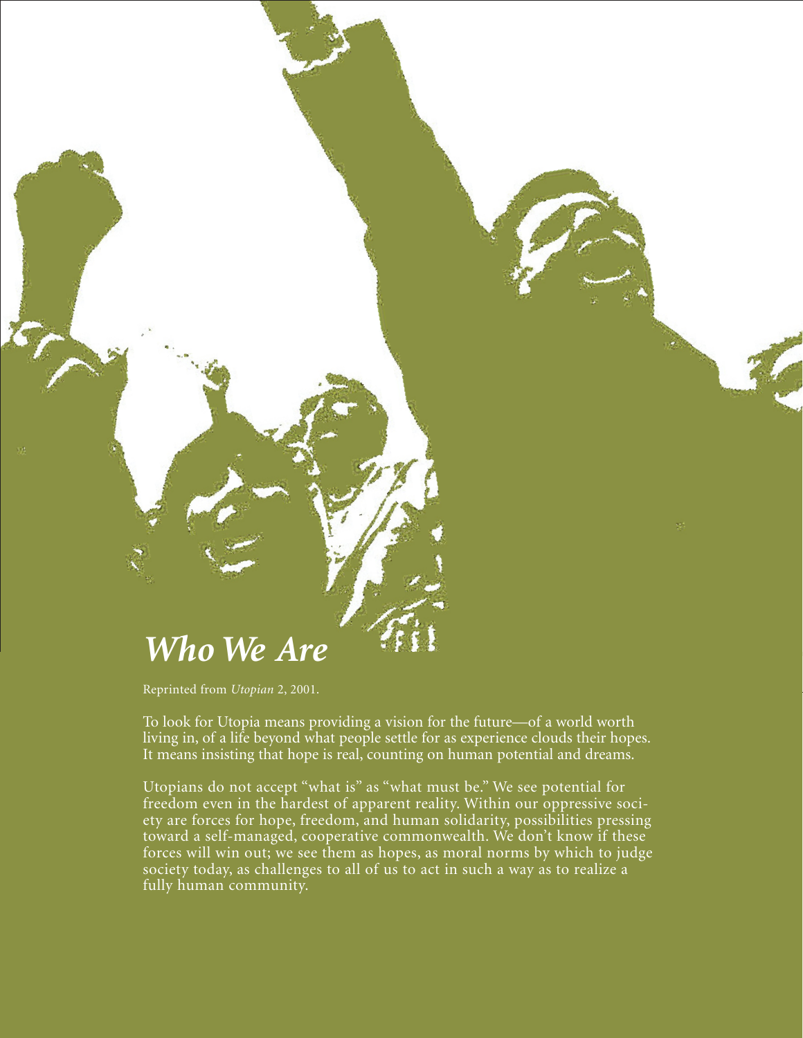# *Who We Are*

Reprinted from *Utopian* 2, 2001.

To look for Utopia means providing a vision for the future—of a world worth living in, of a life beyond what people settle for as experience clouds their hopes. It means insisting that hope is real, counting on human potential and dreams.

Utopians do not accept "what is" as "what must be." We see potential for freedom even in the hardest of apparent reality. Within our oppressive society are forces for hope, freedom, and human solidarity, possibilities pressing toward a self-managed, cooperative commonwealth. We don't know if these forces will win out; we see them as hopes, as moral norms by which to judge society today, as challenges to all of us to act in such a way as to realize a fully human community.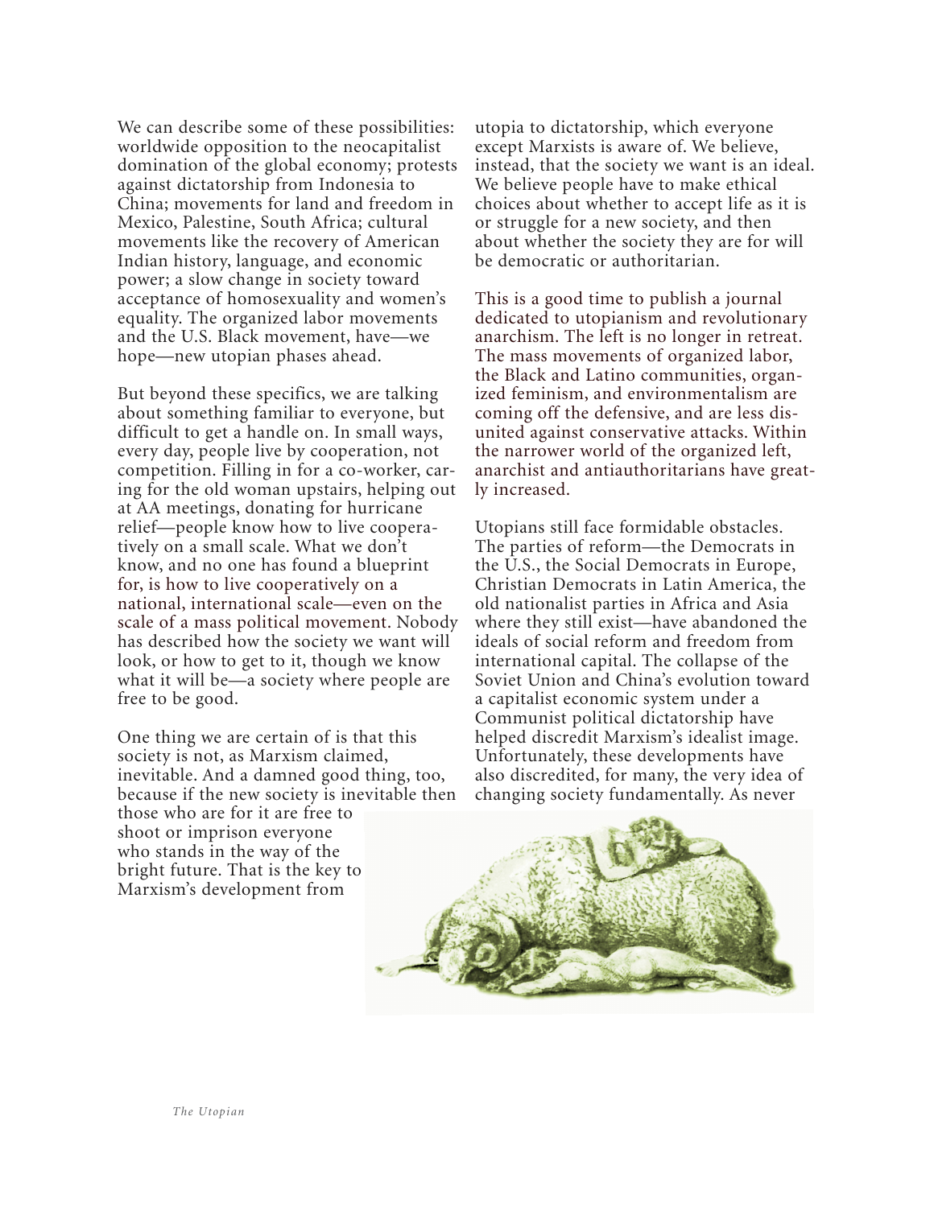We can describe some of these possibilities: worldwide opposition to the neocapitalist domination of the global economy; protests against dictatorship from Indonesia to China; movements for land and freedom in Mexico, Palestine, South Africa; cultural movements like the recovery of American Indian history, language, and economic power; a slow change in society toward acceptance of homosexuality and women's equality. The organized labor movements and the U.S. Black movement, have—we hope—new utopian phases ahead.

But beyond these specifics, we are talking about something familiar to everyone, but difficult to get a handle on. In small ways, every day, people live by cooperation, not competition. Filling in for a co-worker, caring for the old woman upstairs, helping out at AA meetings, donating for hurricane relief—people know how to live cooperatively on a small scale. What we don't know, and no one has found a blueprint for, is how to live cooperatively on a national, international scale—even on the scale of a mass political movement. Nobody has described how the society we want will look, or how to get to it, though we know what it will be—a society where people are free to be good.

One thing we are certain of is that this society is not, as Marxism claimed, inevitable. And a damned good thing, too, because if the new society is inevitable then those who are for it are free to shoot or imprison everyone who stands in the way of the bright future. That is the key to Marxism's development from utopia to dictatorship, which everyone except Marxists is aware of. We believe, instead, that the society we want is an ideal. We believe people have to make ethical choices about whether to accept life as it is or struggle for a new society, and then about whether the society they are for will be democratic or authoritarian.

This is a good time to publish a journal dedicated to utopianism and revolutionary anarchism. The left is no longer in retreat. The mass movements of organized labor, the Black and Latino communities, organized feminism, and environmentalism are coming off the defensive, and are less disunited against conservative attacks. Within the narrower world of the organized left, anarchist and antiauthoritarians have greatly increased.

Utopians still face formidable obstacles. The parties of reform—the Democrats in the U.S., the Social Democrats in Europe, Christian Democrats in Latin America, the old nationalist parties in Africa and Asia where they still exist—have abandoned the ideals of social reform and freedom from international capital. The collapse of the Soviet Union and China's evolution toward a capitalist economic system under a Communist political dictatorship have helped discredit Marxism's idealist image. Unfortunately, these developments have also discredited, for many, the very idea of changing society fundamentally. As never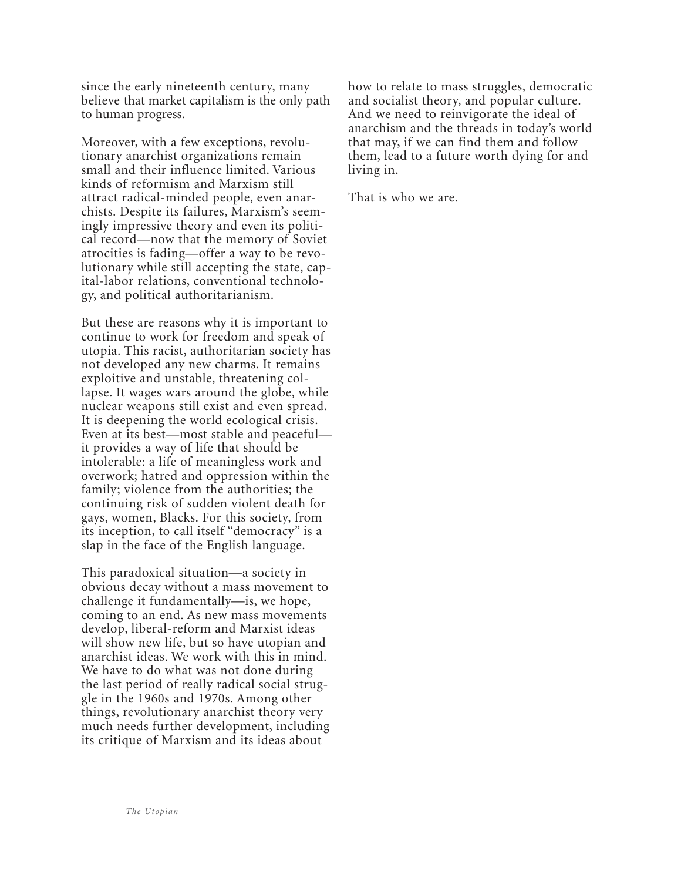since the early nineteenth century, many believe that market capitalism is the only path to human progress.

Moreover, with a few exceptions, revolutionary anarchist organizations remain small and their influence limited. Various kinds of reformism and Marxism still attract radical-minded people, even anarchists. Despite its failures, Marxism's seemingly impressive theory and even its political record—now that the memory of Soviet atrocities is fading—offer a way to be revolutionary while still accepting the state, capital-labor relations, conventional technology, and political authoritarianism.

But these are reasons why it is important to continue to work for freedom and speak of utopia. This racist, authoritarian society has not developed any new charms. It remains exploitive and unstable, threatening collapse. It wages wars around the globe, while nuclear weapons still exist and even spread. It is deepening the world ecological crisis. Even at its best—most stable and peaceful—it provides a way of life that should be intolerable: a life of meaningless work and overwork; hatred and oppression within the family; violence from the authorities; the continuing risk of sudden violent death for gays, women, Blacks. For this society, from its inception, to call itself "democracy" is a slap in the face of the English language.

This paradoxical situation—a society in obvious decay without a mass movement to challenge it fundamentally—is, we hope, coming to an end. As new mass movements develop, liberal-reform and Marxist ideas will show new life, but so have utopian and anarchist ideas. We work with this in mind. We have to do what was not done during the last period of really radical social struggle in the 1960s and 1970s. Among other things, revolutionary anarchist theory very much needs further development, including its critique of Marxism and its ideas about how to relate to mass struggles, democratic and socialist theory, and popular culture. And we need to reinvigorate the ideal of anarchism and the threads in today's world that may, if we can find them and follow them, lead to a future worth dying for and living in.

That is who we are.